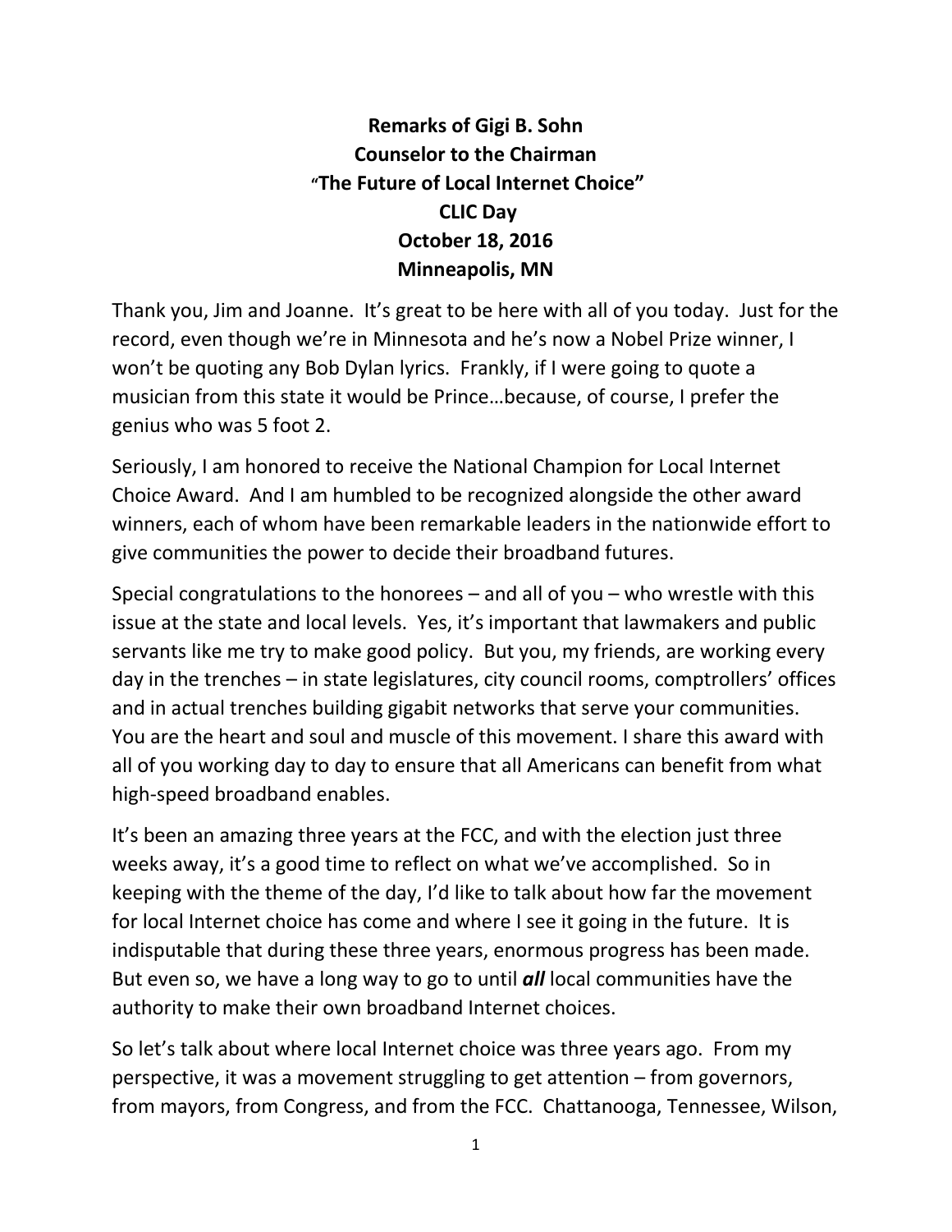**Remarks of Gigi B. Sohn**
**Counselor to the Chairman**
**"The Future of Local Internet Choice"**
**CLIC Day**
**October 18, 2016**
**Minneapolis, MN**

Thank you, Jim and Joanne. It's great to be here with all of you today. Just for the record, even though we're in Minnesota and he's now a Nobel Prize winner, I won't be quoting any Bob Dylan lyrics. Frankly, if I were going to quote a musician from this state it would be Prince…because, of course, I prefer the genius who was 5 foot 2.

Seriously, I am honored to receive the National Champion for Local Internet Choice Award. And I am humbled to be recognized alongside the other award winners, each of whom have been remarkable leaders in the nationwide effort to give communities the power to decide their broadband futures.

Special congratulations to the honorees – and all of you – who wrestle with this issue at the state and local levels. Yes, it's important that lawmakers and public servants like me try to make good policy. But you, my friends, are working every day in the trenches – in state legislatures, city council rooms, comptrollers' offices and in actual trenches building gigabit networks that serve your communities. You are the heart and soul and muscle of this movement. I share this award with all of you working day to day to ensure that all Americans can benefit from what high-speed broadband enables.

It's been an amazing three years at the FCC, and with the election just three weeks away, it's a good time to reflect on what we've accomplished. So in keeping with the theme of the day, I'd like to talk about how far the movement for local Internet choice has come and where I see it going in the future. It is indisputable that during these three years, enormous progress has been made. But even so, we have a long way to go to until ***all*** local communities have the authority to make their own broadband Internet choices.

So let's talk about where local Internet choice was three years ago. From my perspective, it was a movement struggling to get attention – from governors, from mayors, from Congress, and from the FCC. Chattanooga, Tennessee, Wilson,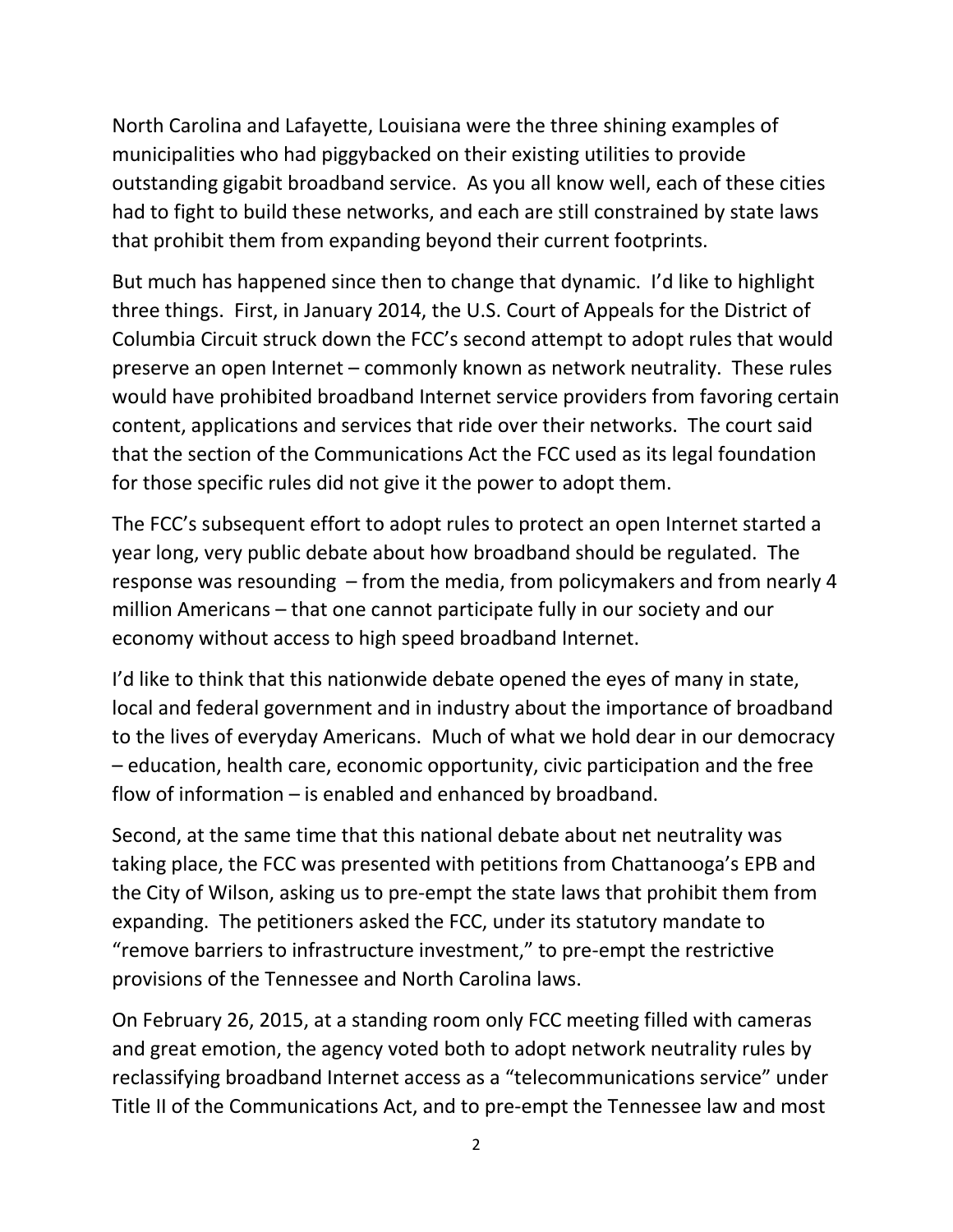North Carolina and Lafayette, Louisiana were the three shining examples of municipalities who had piggybacked on their existing utilities to provide outstanding gigabit broadband service. As you all know well, each of these cities had to fight to build these networks, and each are still constrained by state laws that prohibit them from expanding beyond their current footprints.

But much has happened since then to change that dynamic. I'd like to highlight three things. First, in January 2014, the U.S. Court of Appeals for the District of Columbia Circuit struck down the FCC's second attempt to adopt rules that would preserve an open Internet – commonly known as network neutrality. These rules would have prohibited broadband Internet service providers from favoring certain content, applications and services that ride over their networks. The court said that the section of the Communications Act the FCC used as its legal foundation for those specific rules did not give it the power to adopt them.

The FCC's subsequent effort to adopt rules to protect an open Internet started a year long, very public debate about how broadband should be regulated. The response was resounding – from the media, from policymakers and from nearly 4 million Americans – that one cannot participate fully in our society and our economy without access to high speed broadband Internet.

I'd like to think that this nationwide debate opened the eyes of many in state, local and federal government and in industry about the importance of broadband to the lives of everyday Americans. Much of what we hold dear in our democracy – education, health care, economic opportunity, civic participation and the free flow of information – is enabled and enhanced by broadband.

Second, at the same time that this national debate about net neutrality was taking place, the FCC was presented with petitions from Chattanooga's EPB and the City of Wilson, asking us to pre-empt the state laws that prohibit them from expanding. The petitioners asked the FCC, under its statutory mandate to "remove barriers to infrastructure investment," to pre-empt the restrictive provisions of the Tennessee and North Carolina laws.

On February 26, 2015, at a standing room only FCC meeting filled with cameras and great emotion, the agency voted both to adopt network neutrality rules by reclassifying broadband Internet access as a "telecommunications service" under Title II of the Communications Act, and to pre-empt the Tennessee law and most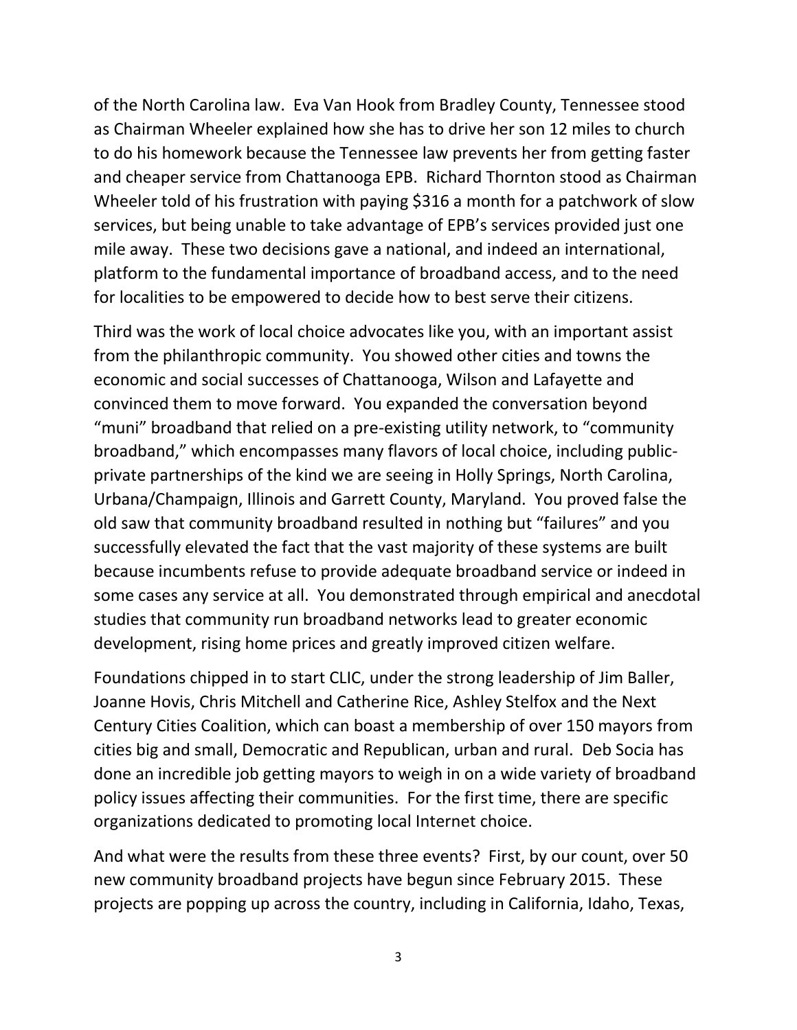of the North Carolina law. Eva Van Hook from Bradley County, Tennessee stood as Chairman Wheeler explained how she has to drive her son 12 miles to church to do his homework because the Tennessee law prevents her from getting faster and cheaper service from Chattanooga EPB. Richard Thornton stood as Chairman Wheeler told of his frustration with paying $316 a month for a patchwork of slow services, but being unable to take advantage of EPB's services provided just one mile away. These two decisions gave a national, and indeed an international, platform to the fundamental importance of broadband access, and to the need for localities to be empowered to decide how to best serve their citizens.

Third was the work of local choice advocates like you, with an important assist from the philanthropic community. You showed other cities and towns the economic and social successes of Chattanooga, Wilson and Lafayette and convinced them to move forward. You expanded the conversation beyond "muni" broadband that relied on a pre-existing utility network, to "community broadband," which encompasses many flavors of local choice, including public-private partnerships of the kind we are seeing in Holly Springs, North Carolina, Urbana/Champaign, Illinois and Garrett County, Maryland. You proved false the old saw that community broadband resulted in nothing but "failures" and you successfully elevated the fact that the vast majority of these systems are built because incumbents refuse to provide adequate broadband service or indeed in some cases any service at all. You demonstrated through empirical and anecdotal studies that community run broadband networks lead to greater economic development, rising home prices and greatly improved citizen welfare.

Foundations chipped in to start CLIC, under the strong leadership of Jim Baller, Joanne Hovis, Chris Mitchell and Catherine Rice, Ashley Stelfox and the Next Century Cities Coalition, which can boast a membership of over 150 mayors from cities big and small, Democratic and Republican, urban and rural. Deb Socia has done an incredible job getting mayors to weigh in on a wide variety of broadband policy issues affecting their communities. For the first time, there are specific organizations dedicated to promoting local Internet choice.

And what were the results from these three events? First, by our count, over 50 new community broadband projects have begun since February 2015. These projects are popping up across the country, including in California, Idaho, Texas,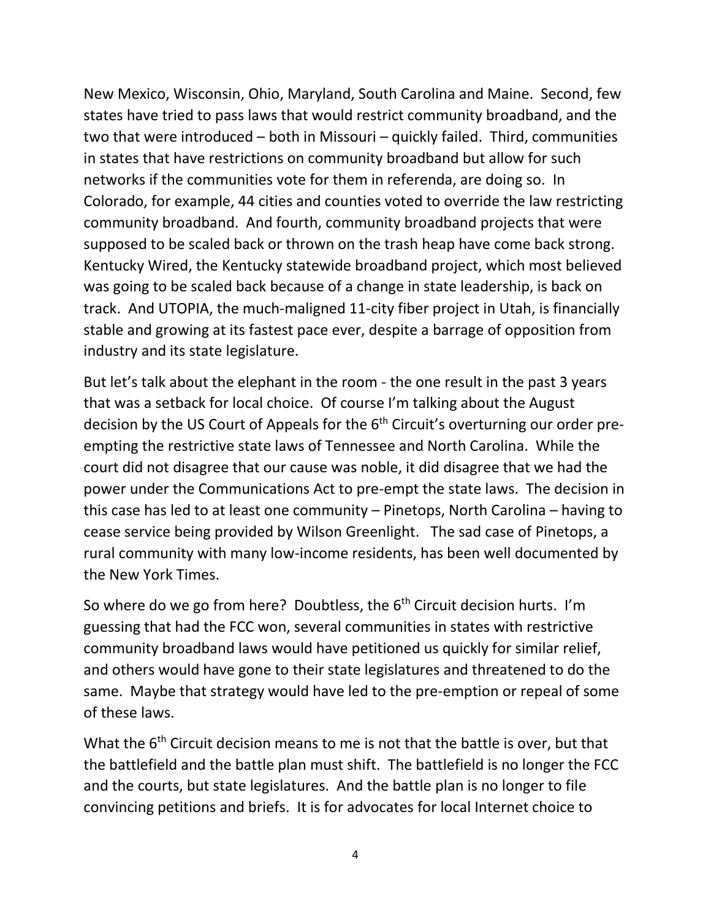New Mexico, Wisconsin, Ohio, Maryland, South Carolina and Maine. Second, few states have tried to pass laws that would restrict community broadband, and the two that were introduced – both in Missouri – quickly failed. Third, communities in states that have restrictions on community broadband but allow for such networks if the communities vote for them in referenda, are doing so. In Colorado, for example, 44 cities and counties voted to override the law restricting community broadband. And fourth, community broadband projects that were supposed to be scaled back or thrown on the trash heap have come back strong. Kentucky Wired, the Kentucky statewide broadband project, which most believed was going to be scaled back because of a change in state leadership, is back on track. And UTOPIA, the much-maligned 11-city fiber project in Utah, is financially stable and growing at its fastest pace ever, despite a barrage of opposition from industry and its state legislature.

But let's talk about the elephant in the room - the one result in the past 3 years that was a setback for local choice. Of course I'm talking about the August decision by the US Court of Appeals for the 6th Circuit's overturning our order pre-empting the restrictive state laws of Tennessee and North Carolina. While the court did not disagree that our cause was noble, it did disagree that we had the power under the Communications Act to pre-empt the state laws. The decision in this case has led to at least one community – Pinetops, North Carolina – having to cease service being provided by Wilson Greenlight. The sad case of Pinetops, a rural community with many low-income residents, has been well documented by the New York Times.

So where do we go from here? Doubtless, the 6th Circuit decision hurts. I'm guessing that had the FCC won, several communities in states with restrictive community broadband laws would have petitioned us quickly for similar relief, and others would have gone to their state legislatures and threatened to do the same. Maybe that strategy would have led to the pre-emption or repeal of some of these laws.

What the 6th Circuit decision means to me is not that the battle is over, but that the battlefield and the battle plan must shift. The battlefield is no longer the FCC and the courts, but state legislatures. And the battle plan is no longer to file convincing petitions and briefs. It is for advocates for local Internet choice to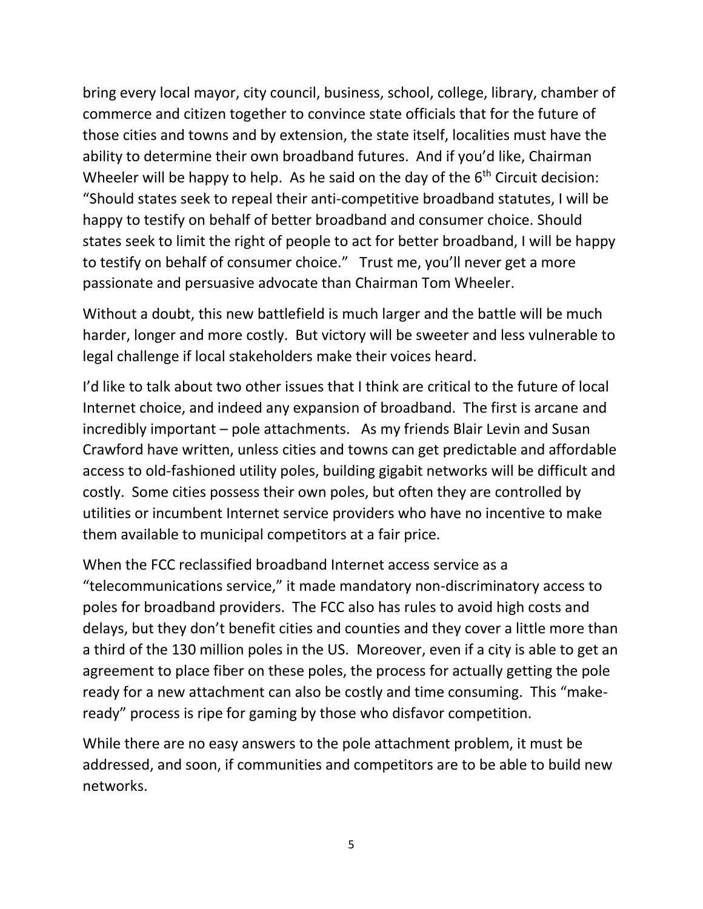bring every local mayor, city council, business, school, college, library, chamber of commerce and citizen together to convince state officials that for the future of those cities and towns and by extension, the state itself, localities must have the ability to determine their own broadband futures. And if you'd like, Chairman Wheeler will be happy to help. As he said on the day of the 6th Circuit decision: "Should states seek to repeal their anti-competitive broadband statutes, I will be happy to testify on behalf of better broadband and consumer choice. Should states seek to limit the right of people to act for better broadband, I will be happy to testify on behalf of consumer choice." Trust me, you'll never get a more passionate and persuasive advocate than Chairman Tom Wheeler.

Without a doubt, this new battlefield is much larger and the battle will be much harder, longer and more costly. But victory will be sweeter and less vulnerable to legal challenge if local stakeholders make their voices heard.

I'd like to talk about two other issues that I think are critical to the future of local Internet choice, and indeed any expansion of broadband. The first is arcane and incredibly important – pole attachments. As my friends Blair Levin and Susan Crawford have written, unless cities and towns can get predictable and affordable access to old-fashioned utility poles, building gigabit networks will be difficult and costly. Some cities possess their own poles, but often they are controlled by utilities or incumbent Internet service providers who have no incentive to make them available to municipal competitors at a fair price.

When the FCC reclassified broadband Internet access service as a "telecommunications service," it made mandatory non-discriminatory access to poles for broadband providers. The FCC also has rules to avoid high costs and delays, but they don't benefit cities and counties and they cover a little more than a third of the 130 million poles in the US. Moreover, even if a city is able to get an agreement to place fiber on these poles, the process for actually getting the pole ready for a new attachment can also be costly and time consuming. This "make-ready" process is ripe for gaming by those who disfavor competition.

While there are no easy answers to the pole attachment problem, it must be addressed, and soon, if communities and competitors are to be able to build new networks.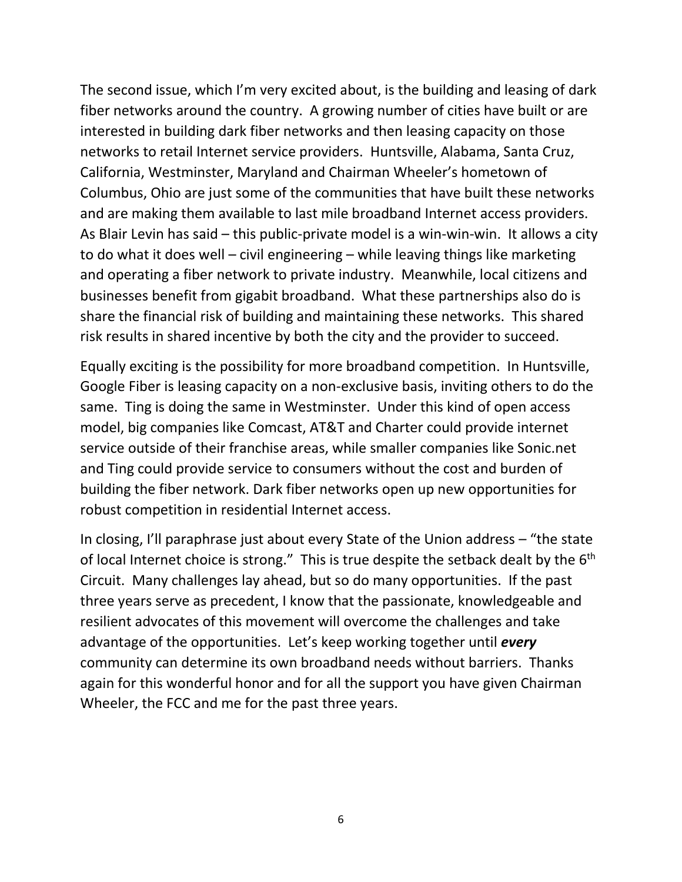The second issue, which I'm very excited about, is the building and leasing of dark fiber networks around the country. A growing number of cities have built or are interested in building dark fiber networks and then leasing capacity on those networks to retail Internet service providers. Huntsville, Alabama, Santa Cruz, California, Westminster, Maryland and Chairman Wheeler's hometown of Columbus, Ohio are just some of the communities that have built these networks and are making them available to last mile broadband Internet access providers. As Blair Levin has said – this public-private model is a win-win-win. It allows a city to do what it does well – civil engineering – while leaving things like marketing and operating a fiber network to private industry. Meanwhile, local citizens and businesses benefit from gigabit broadband. What these partnerships also do is share the financial risk of building and maintaining these networks. This shared risk results in shared incentive by both the city and the provider to succeed.

Equally exciting is the possibility for more broadband competition. In Huntsville, Google Fiber is leasing capacity on a non-exclusive basis, inviting others to do the same. Ting is doing the same in Westminster. Under this kind of open access model, big companies like Comcast, AT&T and Charter could provide internet service outside of their franchise areas, while smaller companies like Sonic.net and Ting could provide service to consumers without the cost and burden of building the fiber network. Dark fiber networks open up new opportunities for robust competition in residential Internet access.

In closing, I'll paraphrase just about every State of the Union address – "the state of local Internet choice is strong." This is true despite the setback dealt by the 6th Circuit. Many challenges lay ahead, but so do many opportunities. If the past three years serve as precedent, I know that the passionate, knowledgeable and resilient advocates of this movement will overcome the challenges and take advantage of the opportunities. Let's keep working together until ***every*** community can determine its own broadband needs without barriers. Thanks again for this wonderful honor and for all the support you have given Chairman Wheeler, the FCC and me for the past three years.